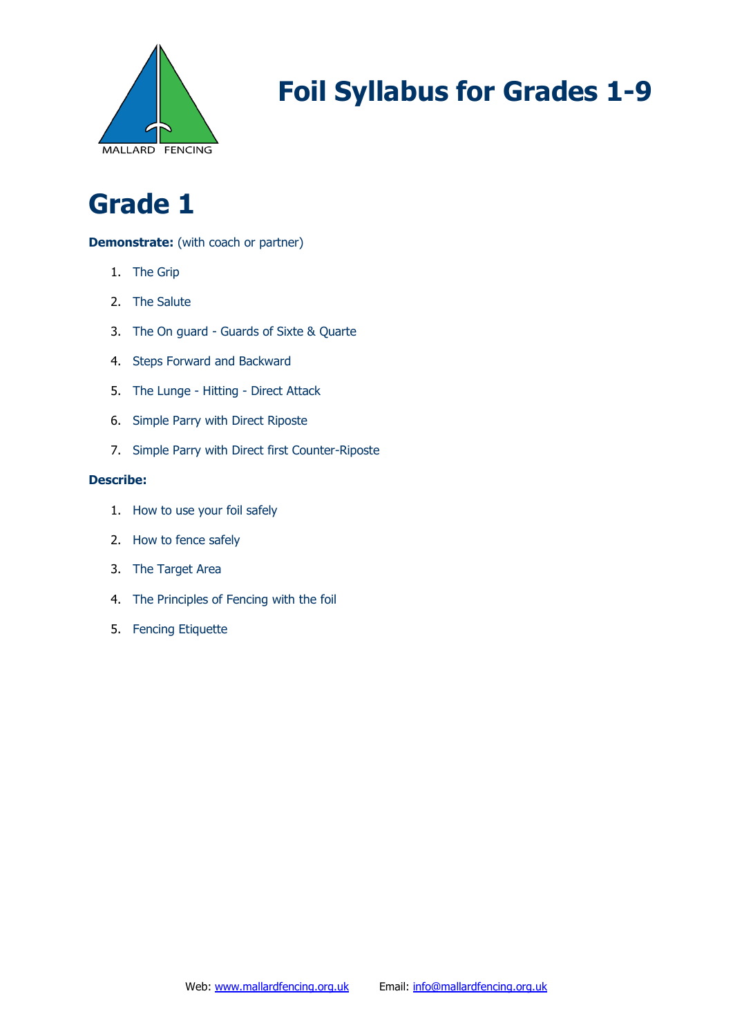# Foil Syllabus for Grades 1-9

## Grade 1

**Demonstrate:** (with coach or partner)

1. The Grip
2. The Salute
3. The On guard - Guards of Sixte & Quarte
4. Steps Forward and Backward
5. The Lunge - Hitting - Direct Attack
6. Simple Parry with Direct Riposte
7. Simple Parry with Direct first Counter-Riposte

**Describe:**

1. How to use your foil safely
2. How to fence safely
3. The Target Area
4. The Principles of Fencing with the foil
5. Fencing Etiquette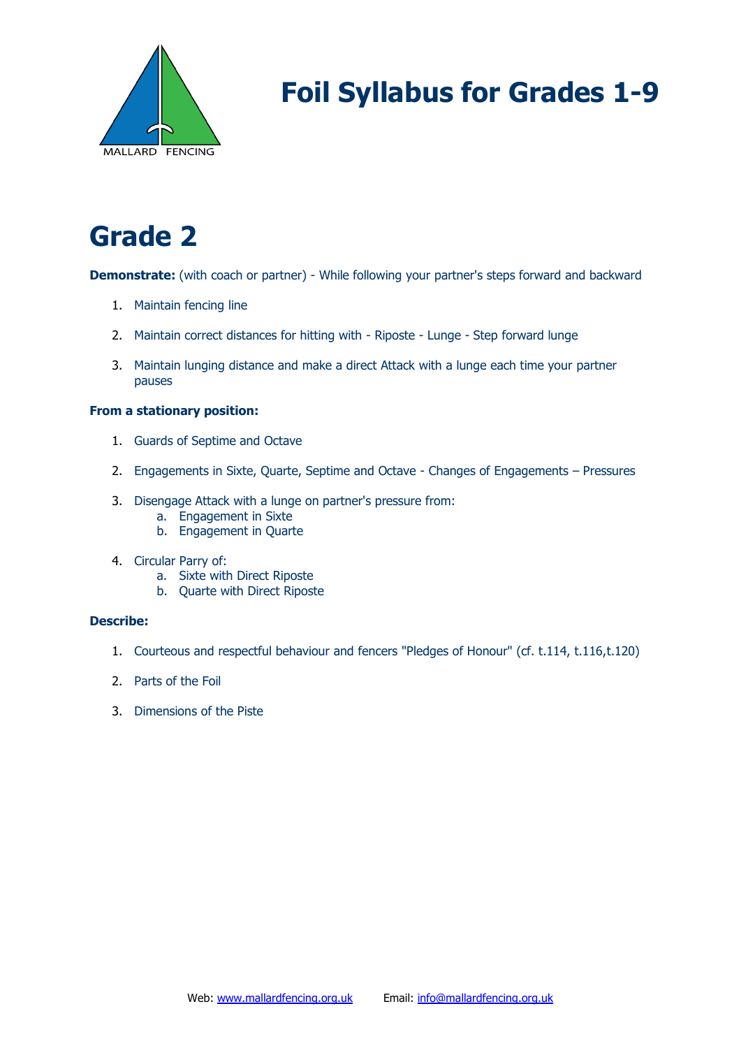# Foil Syllabus for Grades 1-9

## Grade 2

**Demonstrate:** (with coach or partner) - While following your partner's steps forward and backward

1. Maintain fencing line
2. Maintain correct distances for hitting with - Riposte - Lunge - Step forward lunge
3. Maintain lunging distance and make a direct Attack with a lunge each time your partner pauses

**From a stationary position:**

1. Guards of Septime and Octave
2. Engagements in Sixte, Quarte, Septime and Octave - Changes of Engagements – Pressures
3. Disengage Attack with a lunge on partner's pressure from:
   a. Engagement in Sixte
   b. Engagement in Quarte
4. Circular Parry of:
   a. Sixte with Direct Riposte
   b. Quarte with Direct Riposte

**Describe:**

1. Courteous and respectful behaviour and fencers "Pledges of Honour" (cf. t.114, t.116,t.120)
2. Parts of the Foil
3. Dimensions of the Piste

Web: www.mallardfencing.org.uk Email: info@mallardfencing.org.uk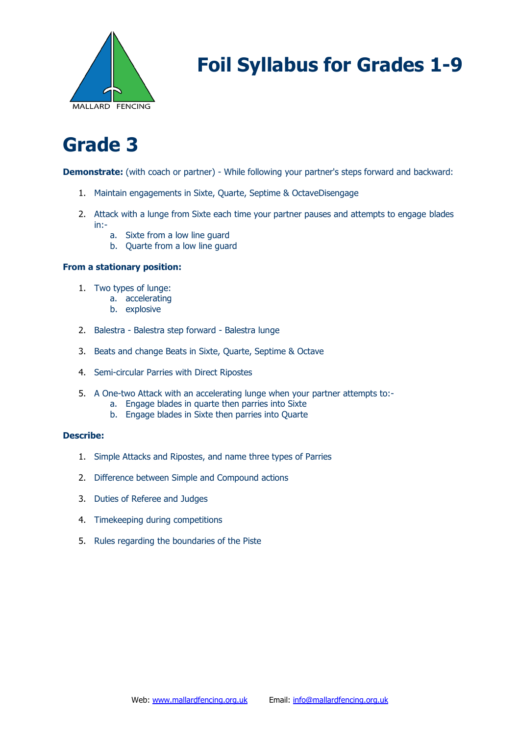# Foil Syllabus for Grades 1-9

# Grade 3

**Demonstrate:** (with coach or partner) - While following your partner's steps forward and backward:

1. Maintain engagements in Sixte, Quarte, Septime & OctaveDisengage
2. Attack with a lunge from Sixte each time your partner pauses and attempts to engage blades in:-
   a. Sixte from a low line guard
   b. Quarte from a low line guard

**From a stationary position:**

1. Two types of lunge:
   a. accelerating
   b. explosive
2. Balestra - Balestra step forward - Balestra lunge
3. Beats and change Beats in Sixte, Quarte, Septime & Octave
4. Semi-circular Parries with Direct Ripostes
5. A One-two Attack with an accelerating lunge when your partner attempts to:-
   a. Engage blades in quarte then parries into Sixte
   b. Engage blades in Sixte then parries into Quarte

**Describe:**

1. Simple Attacks and Ripostes, and name three types of Parries
2. Difference between Simple and Compound actions
3. Duties of Referee and Judges
4. Timekeeping during competitions
5. Rules regarding the boundaries of the Piste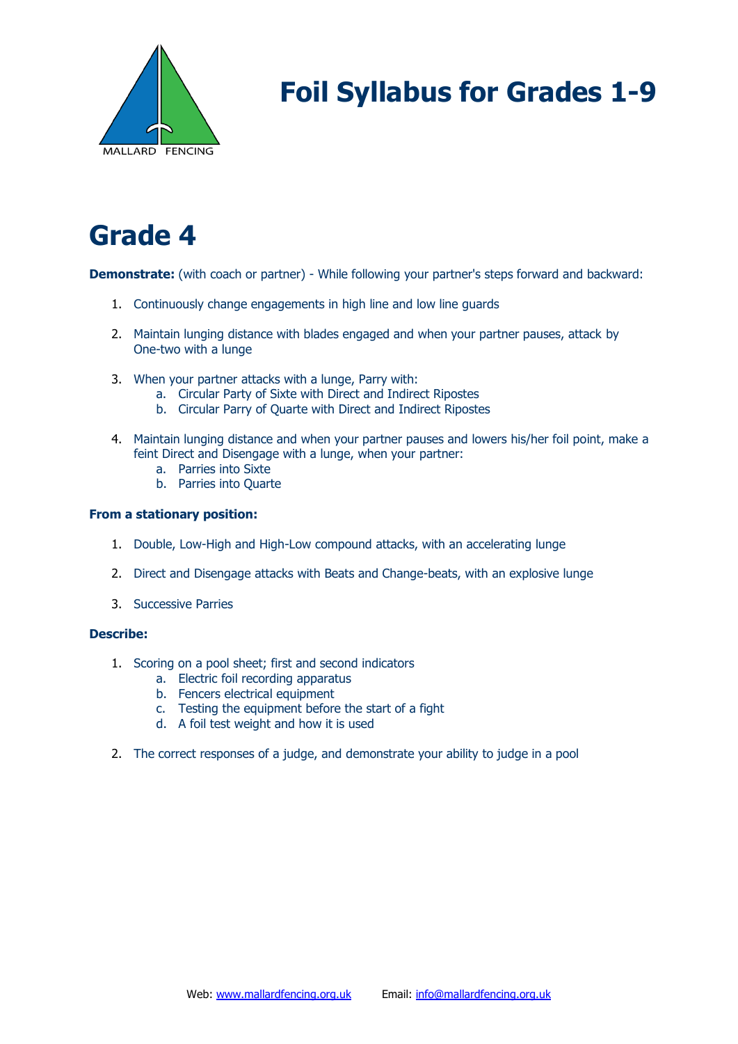# Foil Syllabus for Grades 1-9

## Grade 4

**Demonstrate:** (with coach or partner) - While following your partner's steps forward and backward:

1. Continuously change engagements in high line and low line guards
2. Maintain lunging distance with blades engaged and when your partner pauses, attack by One-two with a lunge
3. When your partner attacks with a lunge, Parry with:
   a. Circular Party of Sixte with Direct and Indirect Ripostes
   b. Circular Parry of Quarte with Direct and Indirect Ripostes
4. Maintain lunging distance and when your partner pauses and lowers his/her foil point, make a feint Direct and Disengage with a lunge, when your partner:
   a. Parries into Sixte
   b. Parries into Quarte

**From a stationary position:**

1. Double, Low-High and High-Low compound attacks, with an accelerating lunge
2. Direct and Disengage attacks with Beats and Change-beats, with an explosive lunge
3. Successive Parries

**Describe:**

1. Scoring on a pool sheet; first and second indicators
   a. Electric foil recording apparatus
   b. Fencers electrical equipment
   c. Testing the equipment before the start of a fight
   d. A foil test weight and how it is used
2. The correct responses of a judge, and demonstrate your ability to judge in a pool

Web: www.mallardfencing.org.uk Email: info@mallardfencing.org.uk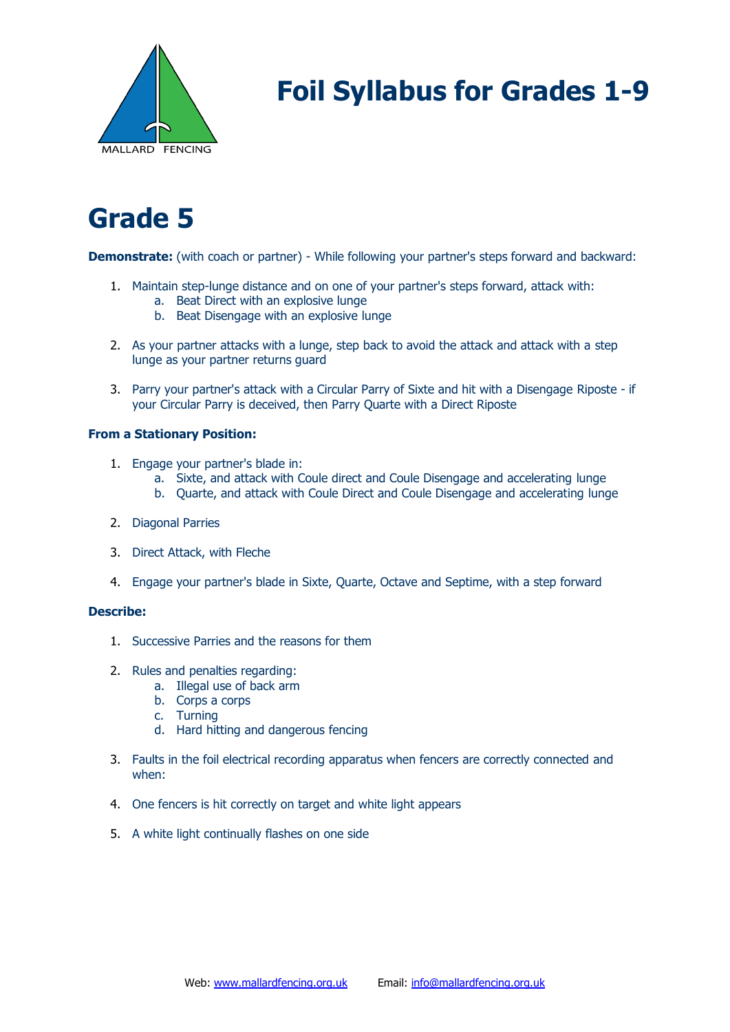# Foil Syllabus for Grades 1-9

# Grade 5

**Demonstrate:** (with coach or partner) - While following your partner's steps forward and backward:

1. Maintain step-lunge distance and on one of your partner's steps forward, attack with:
    a. Beat Direct with an explosive lunge
    b. Beat Disengage with an explosive lunge

2. As your partner attacks with a lunge, step back to avoid the attack and attack with a step lunge as your partner returns guard

3. Parry your partner's attack with a Circular Parry of Sixte and hit with a Disengage Riposte - if your Circular Parry is deceived, then Parry Quarte with a Direct Riposte

**From a Stationary Position:**

1. Engage your partner's blade in:
    a. Sixte, and attack with Coule direct and Coule Disengage and accelerating lunge
    b. Quarte, and attack with Coule Direct and Coule Disengage and accelerating lunge

2. Diagonal Parries

3. Direct Attack, with Fleche

4. Engage your partner's blade in Sixte, Quarte, Octave and Septime, with a step forward

**Describe:**

1. Successive Parries and the reasons for them

2. Rules and penalties regarding:
    a. Illegal use of back arm
    b. Corps a corps
    c. Turning
    d. Hard hitting and dangerous fencing

3. Faults in the foil electrical recording apparatus when fencers are correctly connected and when:

4. One fencers is hit correctly on target and white light appears

5. A white light continually flashes on one side

Web: www.mallardfencing.org.uk Email: info@mallardfencing.org.uk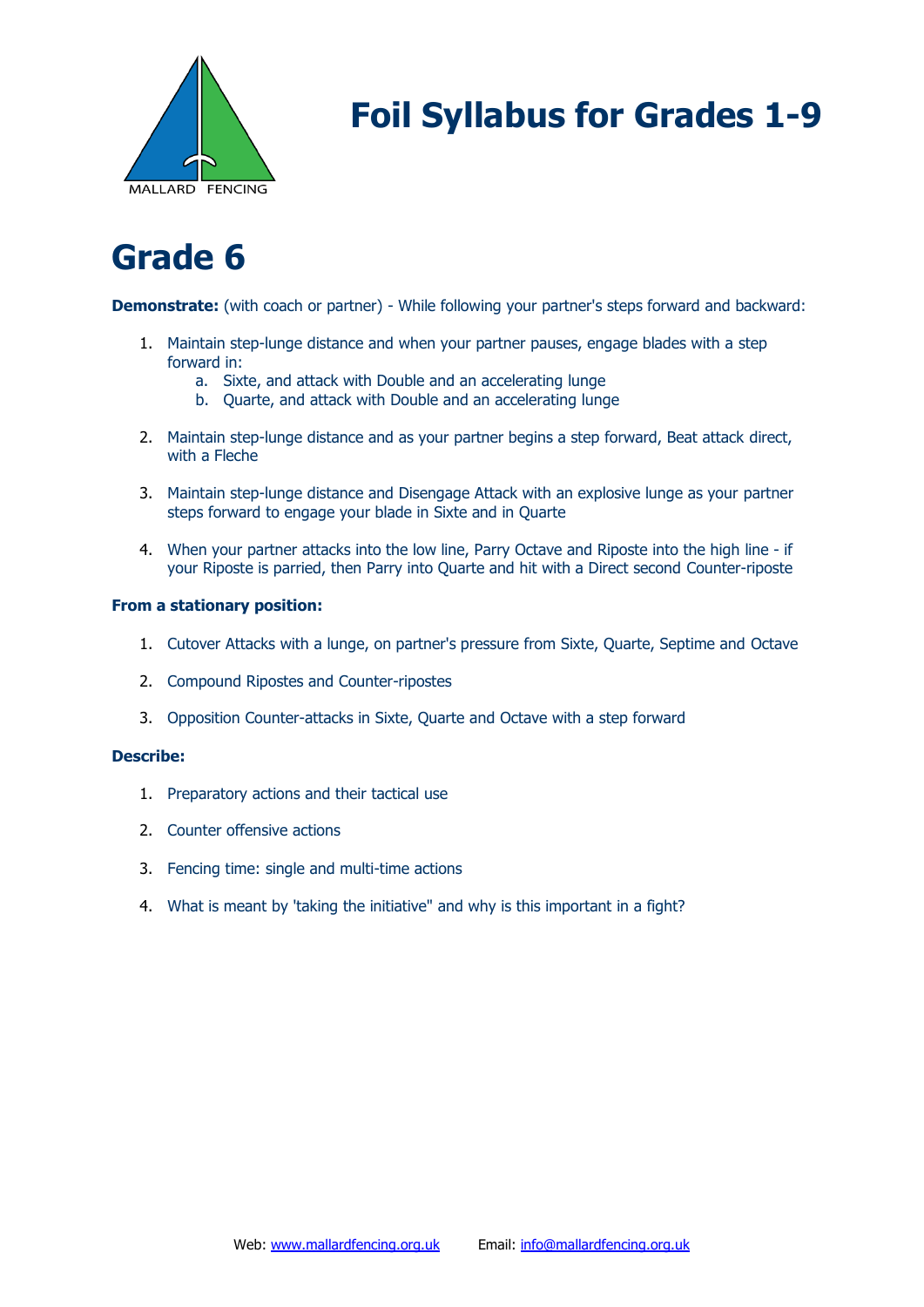# Foil Syllabus for Grades 1-9

## Grade 6

**Demonstrate:** (with coach or partner) - While following your partner's steps forward and backward:

1. Maintain step-lunge distance and when your partner pauses, engage blades with a step forward in:
   a. Sixte, and attack with Double and an accelerating lunge
   b. Quarte, and attack with Double and an accelerating lunge

2. Maintain step-lunge distance and as your partner begins a step forward, Beat attack direct, with a Fleche

3. Maintain step-lunge distance and Disengage Attack with an explosive lunge as your partner steps forward to engage your blade in Sixte and in Quarte

4. When your partner attacks into the low line, Parry Octave and Riposte into the high line - if your Riposte is parried, then Parry into Quarte and hit with a Direct second Counter-riposte

**From a stationary position:**

1. Cutover Attacks with a lunge, on partner's pressure from Sixte, Quarte, Septime and Octave

2. Compound Ripostes and Counter-ripostes

3. Opposition Counter-attacks in Sixte, Quarte and Octave with a step forward

**Describe:**

1. Preparatory actions and their tactical use

2. Counter offensive actions

3. Fencing time: single and multi-time actions

4. What is meant by 'taking the initiative" and why is this important in a fight?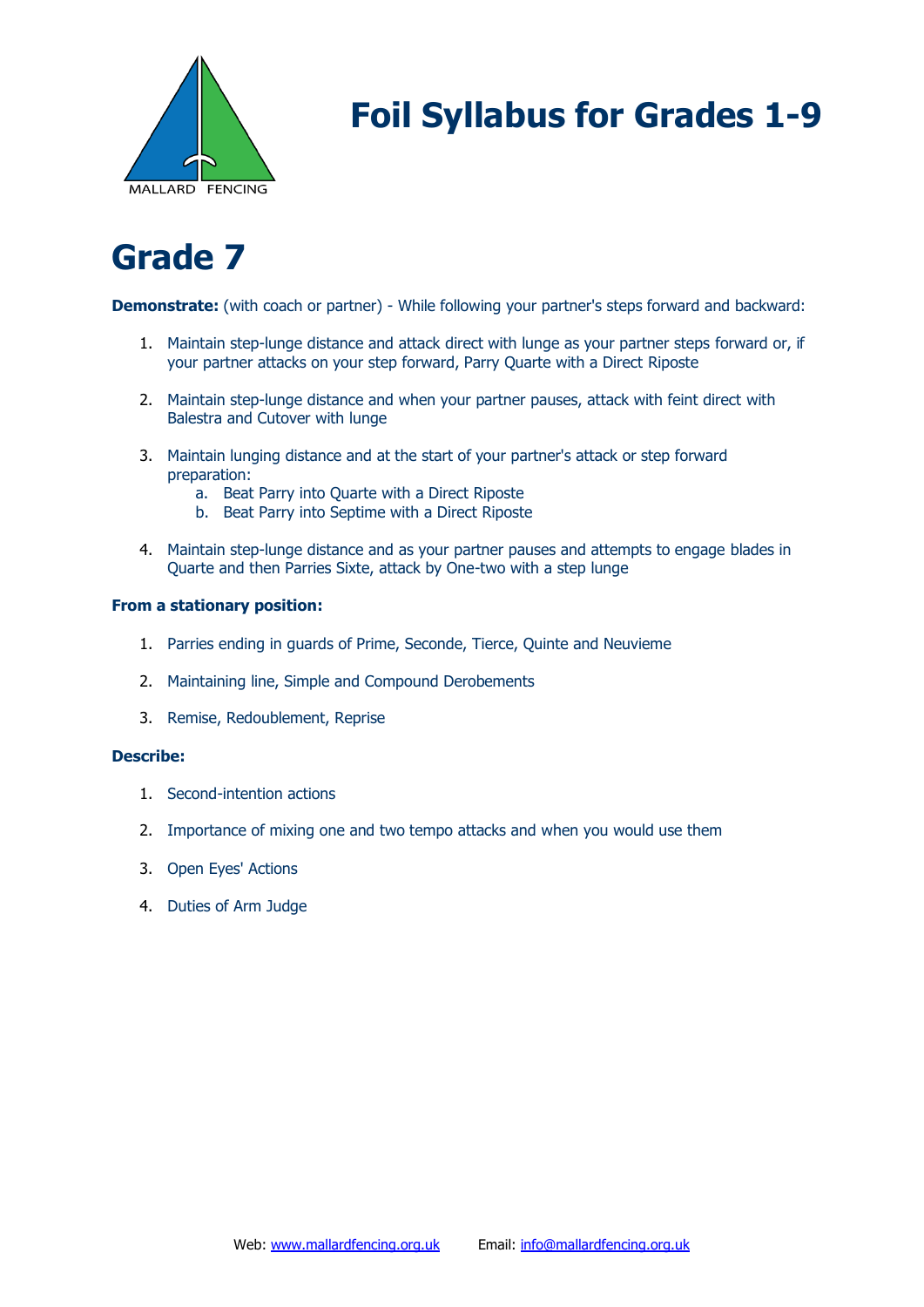# Foil Syllabus for Grades 1-9

## Grade 7

**Demonstrate:** (with coach or partner) - While following your partner's steps forward and backward:

1. Maintain step-lunge distance and attack direct with lunge as your partner steps forward or, if your partner attacks on your step forward, Parry Quarte with a Direct Riposte
2. Maintain step-lunge distance and when your partner pauses, attack with feint direct with Balestra and Cutover with lunge
3. Maintain lunging distance and at the start of your partner's attack or step forward preparation:
   a. Beat Parry into Quarte with a Direct Riposte
   b. Beat Parry into Septime with a Direct Riposte
4. Maintain step-lunge distance and as your partner pauses and attempts to engage blades in Quarte and then Parries Sixte, attack by One-two with a step lunge

**From a stationary position:**

1. Parries ending in guards of Prime, Seconde, Tierce, Quinte and Neuvieme
2. Maintaining line, Simple and Compound Derobements
3. Remise, Redoublement, Reprise

**Describe:**

1. Second-intention actions
2. Importance of mixing one and two tempo attacks and when you would use them
3. Open Eyes' Actions
4. Duties of Arm Judge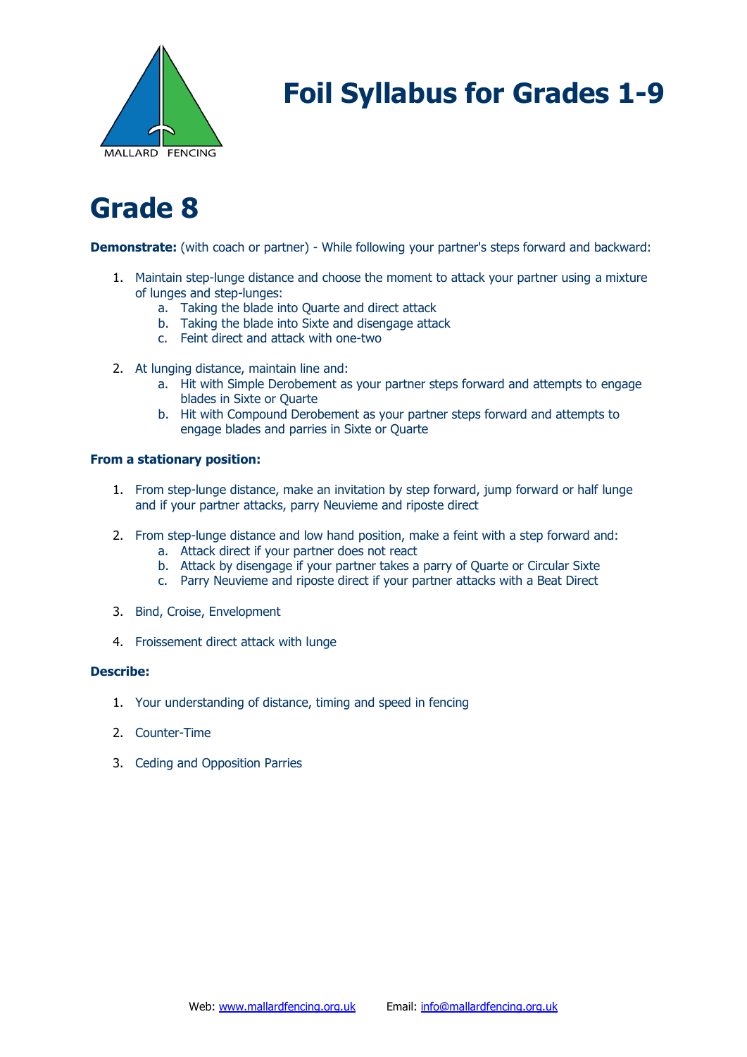# Foil Syllabus for Grades 1-9

## Grade 8

**Demonstrate:** (with coach or partner) - While following your partner's steps forward and backward:

1. Maintain step-lunge distance and choose the moment to attack your partner using a mixture of lunges and step-lunges:
   a. Taking the blade into Quarte and direct attack
   b. Taking the blade into Sixte and disengage attack
   c. Feint direct and attack with one-two

2. At lunging distance, maintain line and:
   a. Hit with Simple Derobement as your partner steps forward and attempts to engage blades in Sixte or Quarte
   b. Hit with Compound Derobement as your partner steps forward and attempts to engage blades and parries in Sixte or Quarte

**From a stationary position:**

1. From step-lunge distance, make an invitation by step forward, jump forward or half lunge and if your partner attacks, parry Neuvieme and riposte direct

2. From step-lunge distance and low hand position, make a feint with a step forward and:
   a. Attack direct if your partner does not react
   b. Attack by disengage if your partner takes a parry of Quarte or Circular Sixte
   c. Parry Neuvieme and riposte direct if your partner attacks with a Beat Direct

3. Bind, Croise, Envelopment

4. Froissement direct attack with lunge

**Describe:**

1. Your understanding of distance, timing and speed in fencing

2. Counter-Time

3. Ceding and Opposition Parries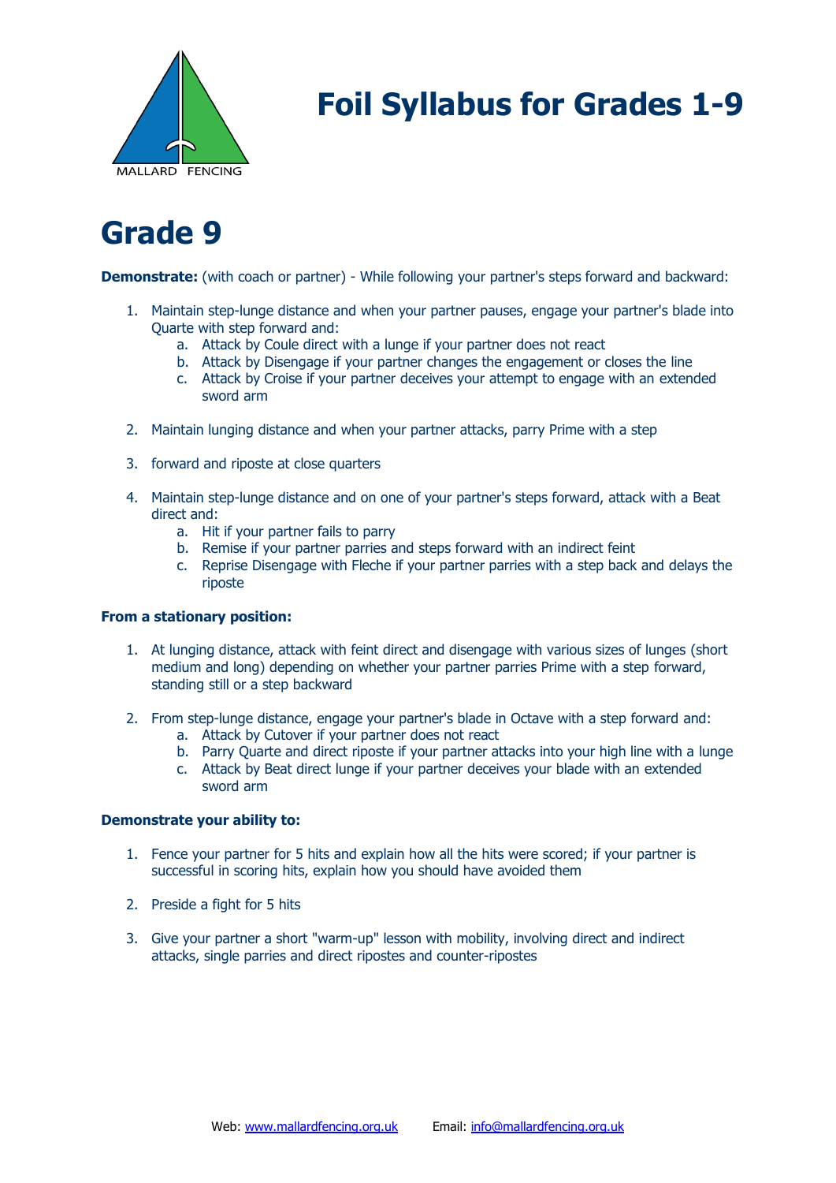# Foil Syllabus for Grades 1-9

## Grade 9

**Demonstrate:** (with coach or partner) - While following your partner's steps forward and backward:

1. Maintain step-lunge distance and when your partner pauses, engage your partner's blade into Quarte with step forward and:
   a. Attack by Coule direct with a lunge if your partner does not react
   b. Attack by Disengage if your partner changes the engagement or closes the line
   c. Attack by Croise if your partner deceives your attempt to engage with an extended sword arm

2. Maintain lunging distance and when your partner attacks, parry Prime with a step

3. forward and riposte at close quarters

4. Maintain step-lunge distance and on one of your partner's steps forward, attack with a Beat direct and:
   a. Hit if your partner fails to parry
   b. Remise if your partner parries and steps forward with an indirect feint
   c. Reprise Disengage with Fleche if your partner parries with a step back and delays the riposte

**From a stationary position:**

1. At lunging distance, attack with feint direct and disengage with various sizes of lunges (short medium and long) depending on whether your partner parries Prime with a step forward, standing still or a step backward

2. From step-lunge distance, engage your partner's blade in Octave with a step forward and:
   a. Attack by Cutover if your partner does not react
   b. Parry Quarte and direct riposte if your partner attacks into your high line with a lunge
   c. Attack by Beat direct lunge if your partner deceives your blade with an extended sword arm

**Demonstrate your ability to:**

1. Fence your partner for 5 hits and explain how all the hits were scored; if your partner is successful in scoring hits, explain how you should have avoided them

2. Preside a fight for 5 hits

3. Give your partner a short "warm-up" lesson with mobility, involving direct and indirect attacks, single parries and direct ripostes and counter-ripostes

Web: www.mallardfencing.org.uk  Email: info@mallardfencing.org.uk